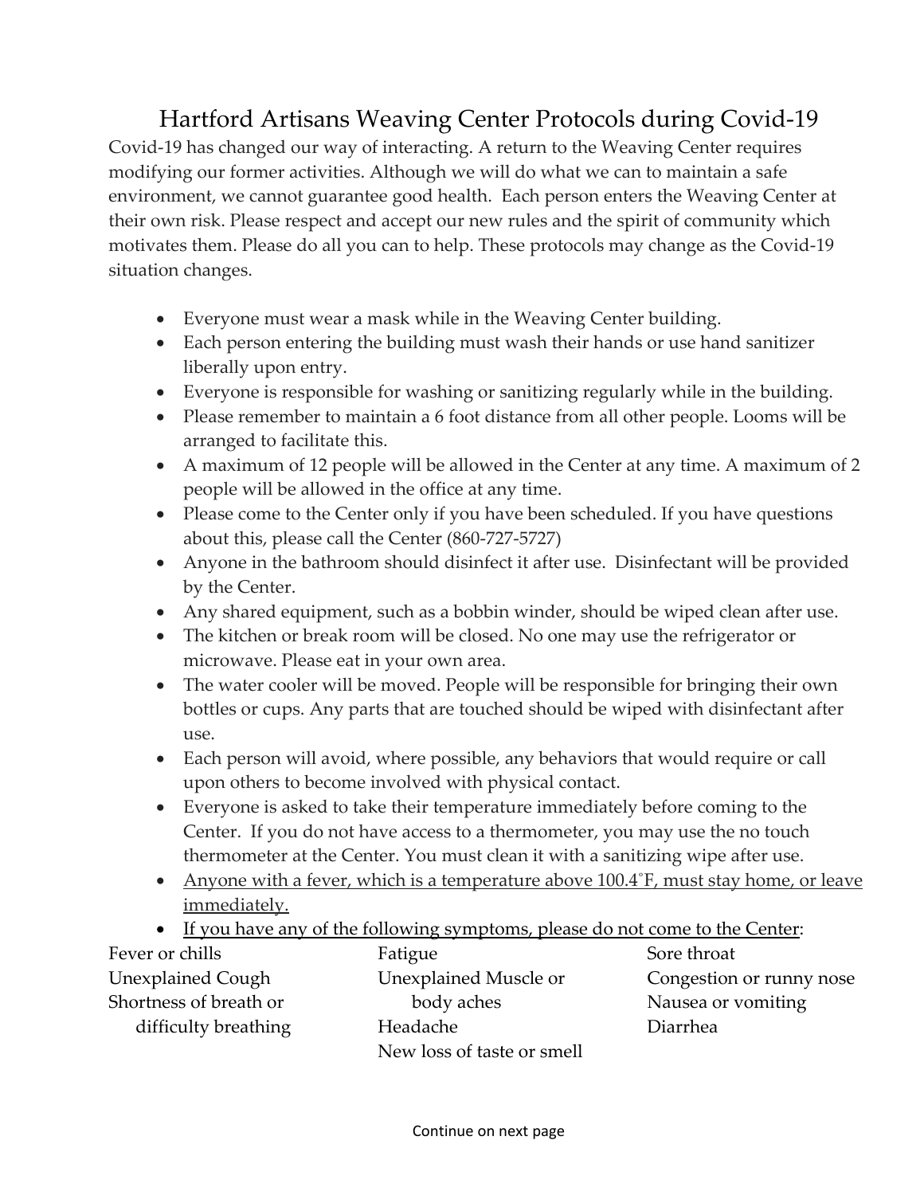# Hartford Artisans Weaving Center Protocols during Covid-19

Covid-19 has changed our way of interacting. A return to the Weaving Center requires modifying our former activities. Although we will do what we can to maintain a safe environment, we cannot guarantee good health. Each person enters the Weaving Center at their own risk. Please respect and accept our new rules and the spirit of community which motivates them. Please do all you can to help. These protocols may change as the Covid-19 situation changes.

- Everyone must wear a mask while in the Weaving Center building.
- Each person entering the building must wash their hands or use hand sanitizer liberally upon entry.
- Everyone is responsible for washing or sanitizing regularly while in the building.
- Please remember to maintain a 6 foot distance from all other people. Looms will be arranged to facilitate this.
- A maximum of 12 people will be allowed in the Center at any time. A maximum of 2 people will be allowed in the office at any time.
- Please come to the Center only if you have been scheduled. If you have questions about this, please call the Center (860-727-5727)
- Anyone in the bathroom should disinfect it after use. Disinfectant will be provided by the Center.
- Any shared equipment, such as a bobbin winder, should be wiped clean after use.
- The kitchen or break room will be closed. No one may use the refrigerator or microwave. Please eat in your own area.
- The water cooler will be moved. People will be responsible for bringing their own bottles or cups. Any parts that are touched should be wiped with disinfectant after use.
- Each person will avoid, where possible, any behaviors that would require or call upon others to become involved with physical contact.
- Everyone is asked to take their temperature immediately before coming to the Center. If you do not have access to a thermometer, you may use the no touch thermometer at the Center. You must clean it with a sanitizing wipe after use.
- <u>Anyone with a fever, which is a temperature above 100.4˚F, must stay home, or leave immediately.</u>
- <u>If you have any of the following symptoms, please do not come to the Center</u>:

Fever or chills
Unexplained Cough
Shortness of breath or difficulty breathing
Fatigue
Unexplained Muscle or body aches
Headache
New loss of taste or smell
Sore throat
Congestion or runny nose
Nausea or vomiting
Diarrhea

Continue on next page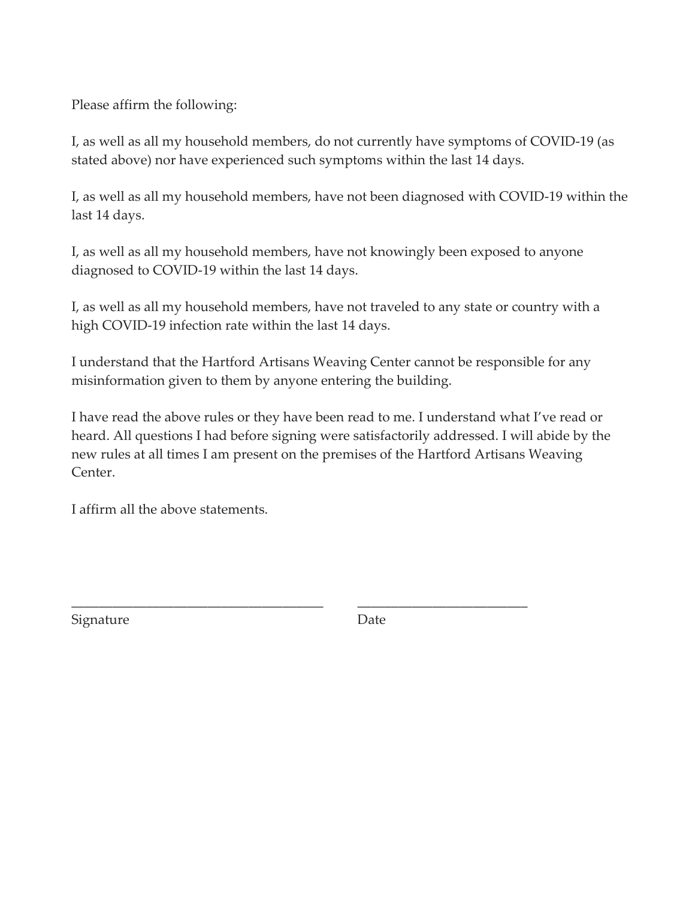Please affirm the following:

I, as well as all my household members, do not currently have symptoms of COVID-19 (as stated above) nor have experienced such symptoms within the last 14 days.

I, as well as all my household members, have not been diagnosed with COVID-19 within the last 14 days.

I, as well as all my household members, have not knowingly been exposed to anyone diagnosed to COVID-19 within the last 14 days.

I, as well as all my household members, have not traveled to any state or country with a high COVID-19 infection rate within the last 14 days.

I understand that the Hartford Artisans Weaving Center cannot be responsible for any misinformation given to them by anyone entering the building.

I have read the above rules or they have been read to me. I understand what I've read or heard. All questions I had before signing were satisfactorily addressed. I will abide by the new rules at all times I am present on the premises of the Hartford Artisans Weaving Center.

I affirm all the above statements.

____________________________________ ________________________

Signature Date